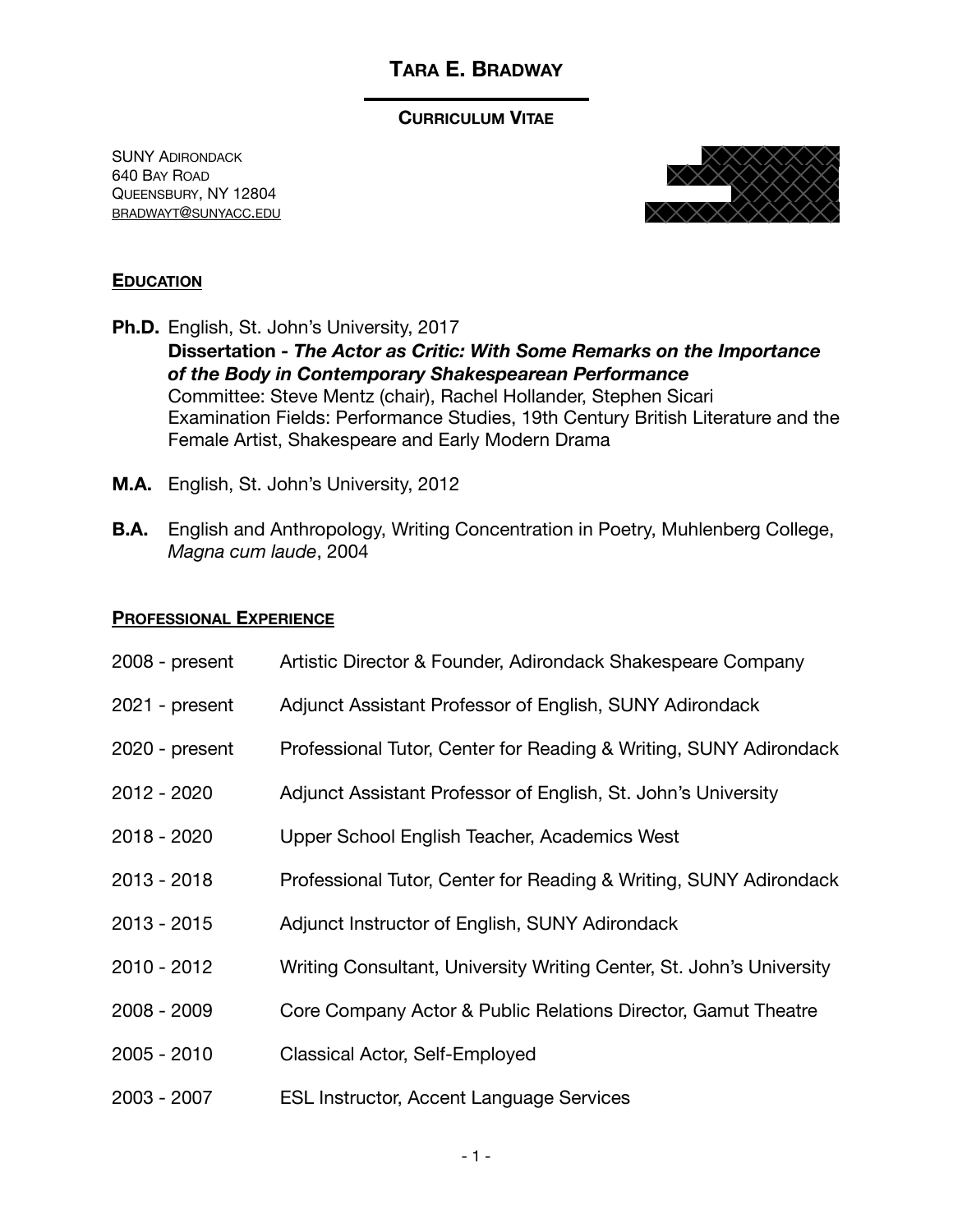# TARA E. BRADWAY

**CURRICULUM VITAE**

SUNY ADIRONDACK
640 BAY ROAD
QUEENSBURY, NY 12804
BRADWAYT@SUNYACC.EDU

## EDUCATION

**Ph.D.** English, St. John's University, 2017
**Dissertation - *The Actor as Critic: With Some Remarks on the Importance of the Body in Contemporary Shakespearean Performance***
Committee: Steve Mentz (chair), Rachel Hollander, Stephen Sicari
Examination Fields: Performance Studies, 19th Century British Literature and the Female Artist, Shakespeare and Early Modern Drama

**M.A.** English, St. John's University, 2012

**B.A.** English and Anthropology, Writing Concentration in Poetry, Muhlenberg College, *Magna cum laude*, 2004

## PROFESSIONAL EXPERIENCE

| | |
|---|---|
| 2008 - present | Artistic Director & Founder, Adirondack Shakespeare Company |
| 2021 - present | Adjunct Assistant Professor of English, SUNY Adirondack |
| 2020 - present | Professional Tutor, Center for Reading & Writing, SUNY Adirondack |
| 2012 - 2020 | Adjunct Assistant Professor of English, St. John's University |
| 2018 - 2020 | Upper School English Teacher, Academics West |
| 2013 - 2018 | Professional Tutor, Center for Reading & Writing, SUNY Adirondack |
| 2013 - 2015 | Adjunct Instructor of English, SUNY Adirondack |
| 2010 - 2012 | Writing Consultant, University Writing Center, St. John's University |
| 2008 - 2009 | Core Company Actor & Public Relations Director, Gamut Theatre |
| 2005 - 2010 | Classical Actor, Self-Employed |
| 2003 - 2007 | ESL Instructor, Accent Language Services |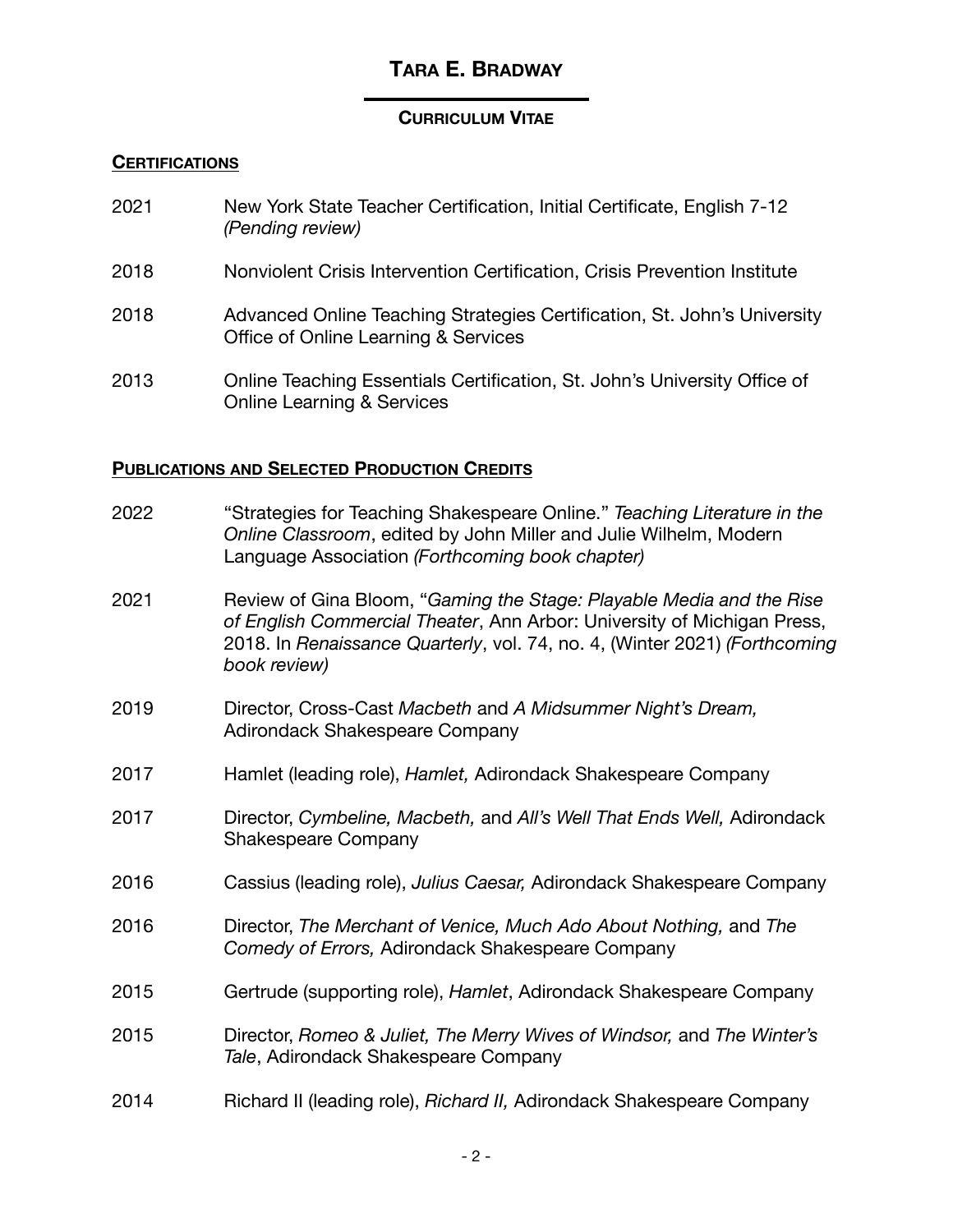# Tara E. Bradway

## Curriculum Vitae

### Certifications

2021 New York State Teacher Certification, Initial Certificate, English 7-12 *(Pending review)*

2018 Nonviolent Crisis Intervention Certification, Crisis Prevention Institute

2018 Advanced Online Teaching Strategies Certification, St. John's University Office of Online Learning & Services

2013 Online Teaching Essentials Certification, St. John's University Office of Online Learning & Services

### Publications and Selected Production Credits

2022 "Strategies for Teaching Shakespeare Online." *Teaching Literature in the Online Classroom*, edited by John Miller and Julie Wilhelm, Modern Language Association *(Forthcoming book chapter)*

2021 Review of Gina Bloom, "*Gaming the Stage: Playable Media and the Rise of English Commercial Theater*, Ann Arbor: University of Michigan Press, 2018. In *Renaissance Quarterly*, vol. 74, no. 4, (Winter 2021) *(Forthcoming book review)*

2019 Director, Cross-Cast *Macbeth* and *A Midsummer Night's Dream,* Adirondack Shakespeare Company

2017 Hamlet (leading role), *Hamlet,* Adirondack Shakespeare Company

2017 Director, *Cymbeline, Macbeth,* and *All's Well That Ends Well,* Adirondack Shakespeare Company

2016 Cassius (leading role), *Julius Caesar,* Adirondack Shakespeare Company

2016 Director, *The Merchant of Venice, Much Ado About Nothing,* and *The Comedy of Errors,* Adirondack Shakespeare Company

2015 Gertrude (supporting role), *Hamlet*, Adirondack Shakespeare Company

2015 Director, *Romeo & Juliet, The Merry Wives of Windsor,* and *The Winter's Tale*, Adirondack Shakespeare Company

2014 Richard II (leading role), *Richard II,* Adirondack Shakespeare Company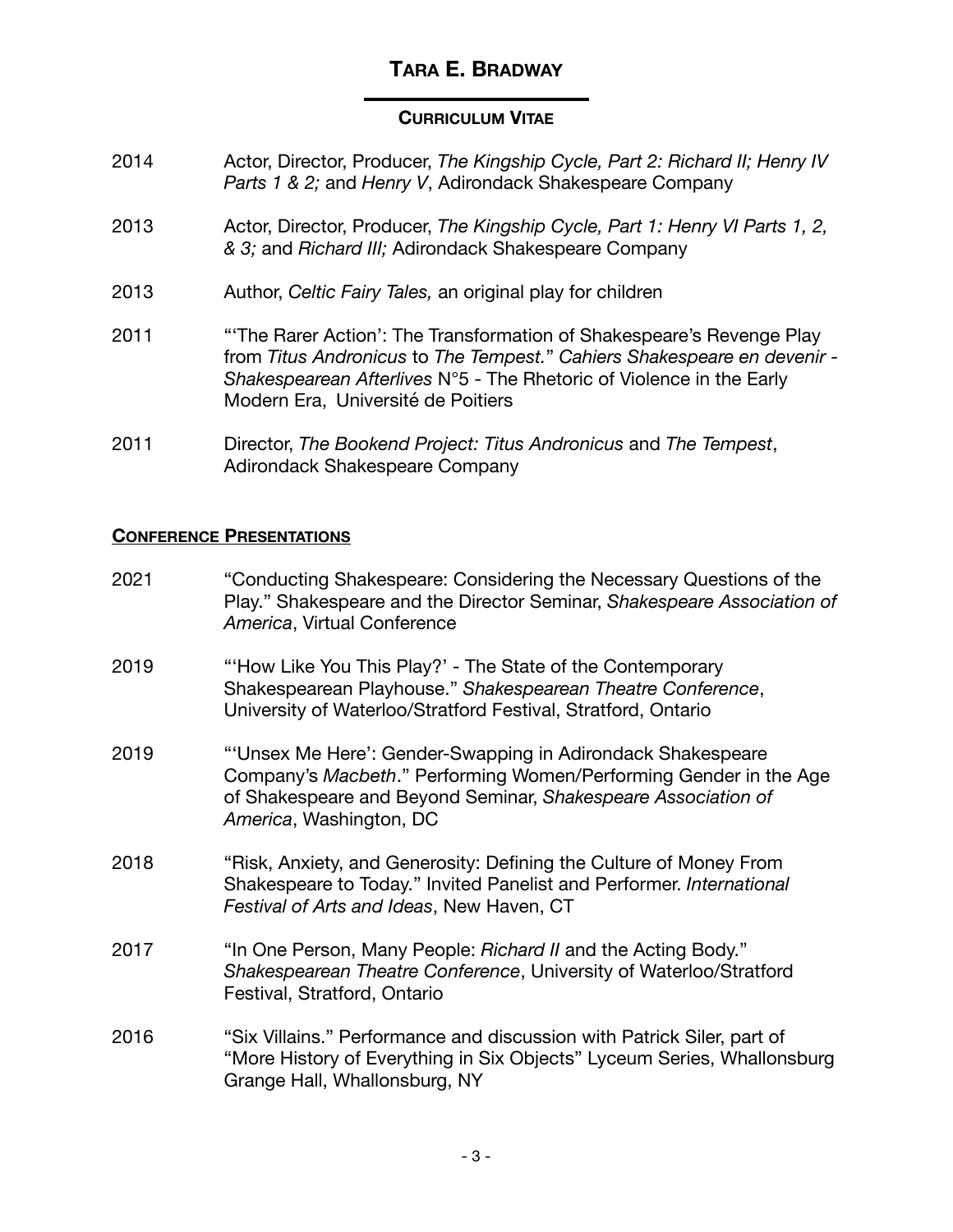**TARA E. BRADWAY**

**CURRICULUM VITAE**

2014 Actor, Director, Producer, *The Kingship Cycle, Part 2: Richard II; Henry IV Parts 1 & 2;* and *Henry V*, Adirondack Shakespeare Company

2013 Actor, Director, Producer, *The Kingship Cycle, Part 1: Henry VI Parts 1, 2, & 3;* and *Richard III;* Adirondack Shakespeare Company

2013 Author, *Celtic Fairy Tales,* an original play for children

2011 "'The Rarer Action': The Transformation of Shakespeare's Revenge Play from *Titus Andronicus* to *The Tempest.*" *Cahiers Shakespeare en devenir - Shakespearean Afterlives* N°5 - The Rhetoric of Violence in the Early Modern Era, Université de Poitiers

2011 Director, *The Bookend Project: Titus Andronicus* and *The Tempest*, Adirondack Shakespeare Company

## CONFERENCE PRESENTATIONS

2021 "Conducting Shakespeare: Considering the Necessary Questions of the Play." Shakespeare and the Director Seminar, *Shakespeare Association of America*, Virtual Conference

2019 "'How Like You This Play?' - The State of the Contemporary Shakespearean Playhouse." *Shakespearean Theatre Conference*, University of Waterloo/Stratford Festival, Stratford, Ontario

2019 "'Unsex Me Here': Gender-Swapping in Adirondack Shakespeare Company's *Macbeth*." Performing Women/Performing Gender in the Age of Shakespeare and Beyond Seminar, *Shakespeare Association of America*, Washington, DC

2018 "Risk, Anxiety, and Generosity: Defining the Culture of Money From Shakespeare to Today." Invited Panelist and Performer. *International Festival of Arts and Ideas*, New Haven, CT

2017 "In One Person, Many People: *Richard II* and the Acting Body." *Shakespearean Theatre Conference*, University of Waterloo/Stratford Festival, Stratford, Ontario

2016 "Six Villains." Performance and discussion with Patrick Siler, part of "More History of Everything in Six Objects" Lyceum Series, Whallonsburg Grange Hall, Whallonsburg, NY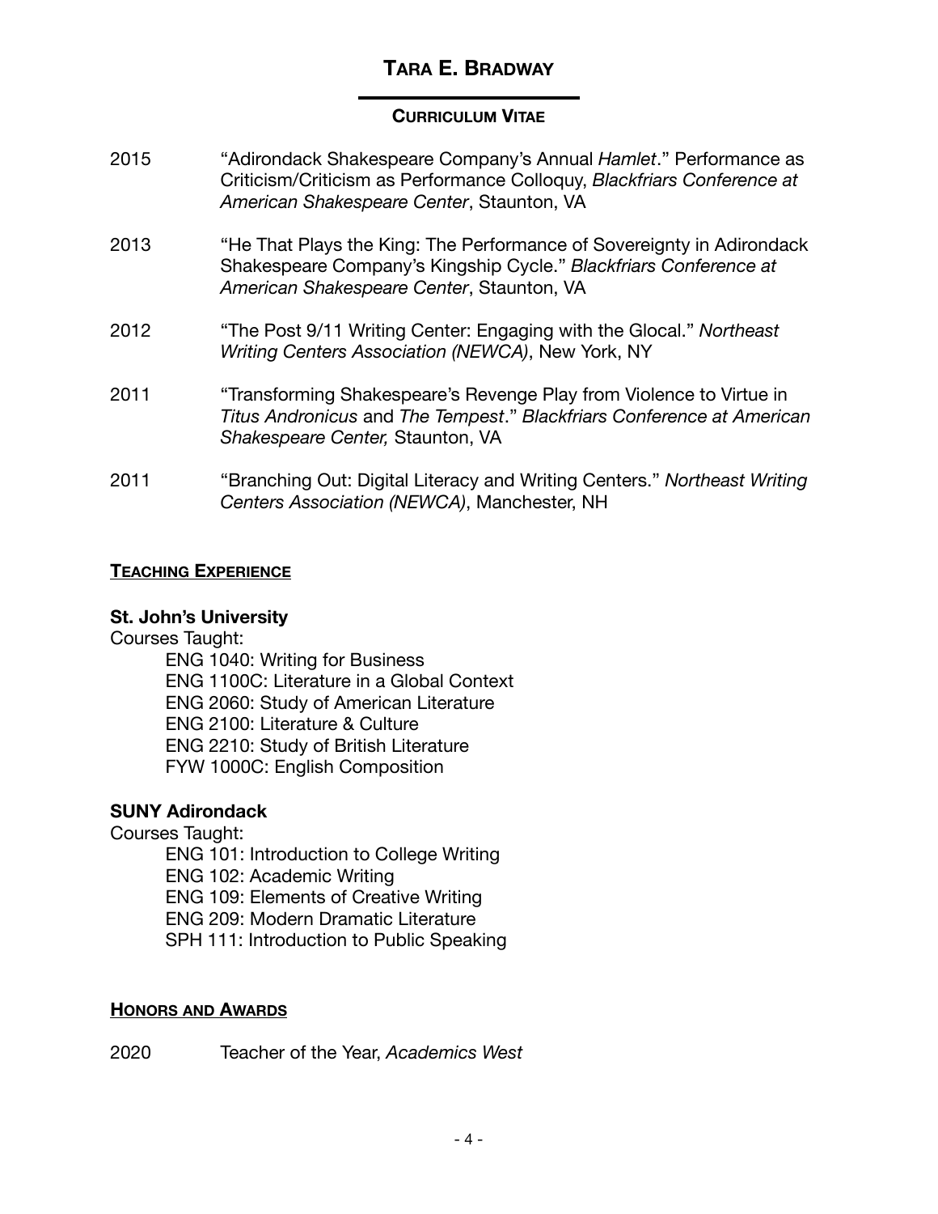# TARA E. BRADWAY

**CURRICULUM VITAE**

2015 "Adirondack Shakespeare Company's Annual *Hamlet*." Performance as Criticism/Criticism as Performance Colloquy, *Blackfriars Conference at American Shakespeare Center*, Staunton, VA

2013 "He That Plays the King: The Performance of Sovereignty in Adirondack Shakespeare Company's Kingship Cycle." *Blackfriars Conference at American Shakespeare Center*, Staunton, VA

2012 "The Post 9/11 Writing Center: Engaging with the Glocal." *Northeast Writing Centers Association (NEWCA)*, New York, NY

2011 "Transforming Shakespeare's Revenge Play from Violence to Virtue in *Titus Andronicus* and *The Tempest*." *Blackfriars Conference at American Shakespeare Center,* Staunton, VA

2011 "Branching Out: Digital Literacy and Writing Centers." *Northeast Writing Centers Association (NEWCA)*, Manchester, NH

## TEACHING EXPERIENCE

**St. John's University**

Courses Taught:

- ENG 1040: Writing for Business
- ENG 1100C: Literature in a Global Context
- ENG 2060: Study of American Literature
- ENG 2100: Literature & Culture
- ENG 2210: Study of British Literature
- FYW 1000C: English Composition

**SUNY Adirondack**

Courses Taught:

- ENG 101: Introduction to College Writing
- ENG 102: Academic Writing
- ENG 109: Elements of Creative Writing
- ENG 209: Modern Dramatic Literature
- SPH 111: Introduction to Public Speaking

## HONORS AND AWARDS

2020 Teacher of the Year, *Academics West*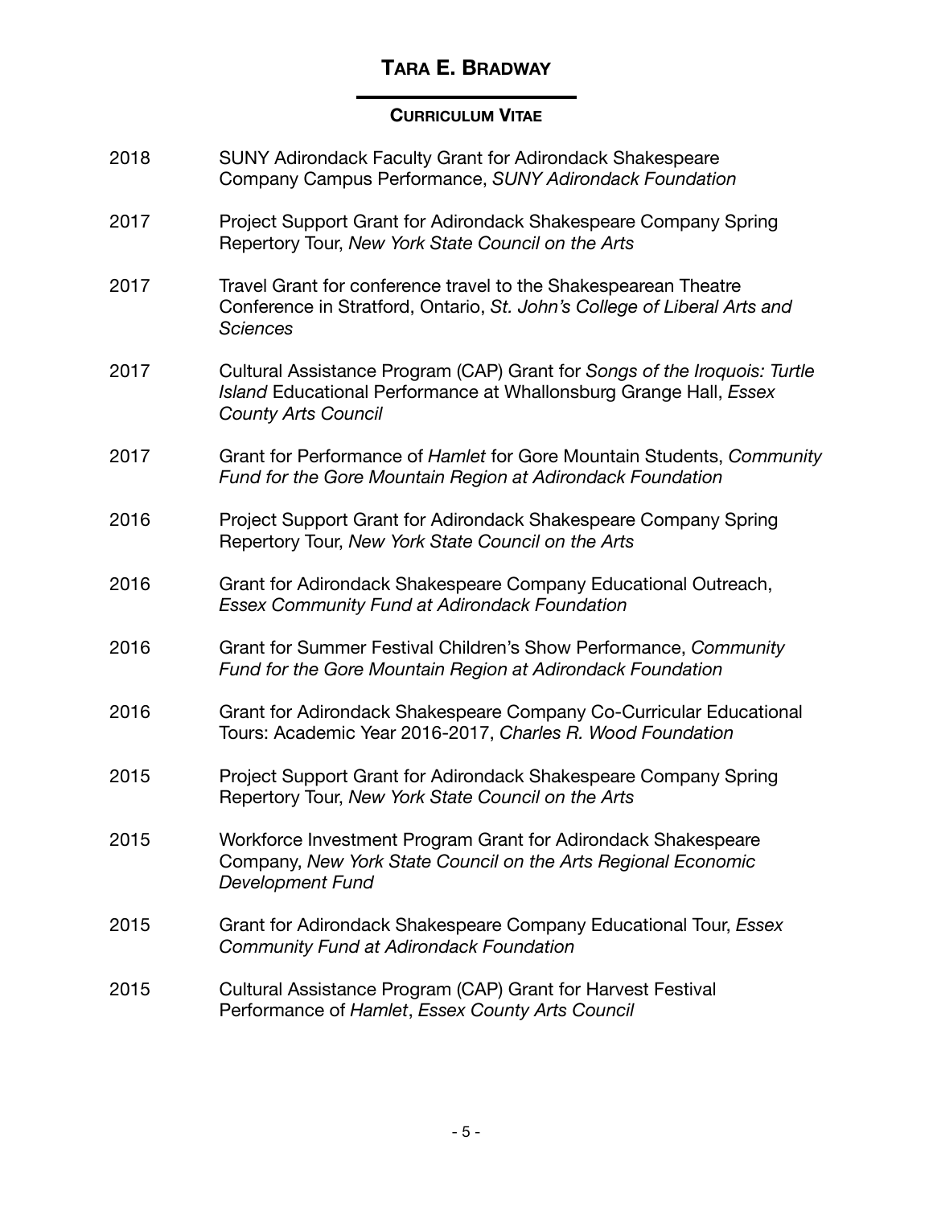# TARA E. BRADWAY

## CURRICULUM VITAE

2018 SUNY Adirondack Faculty Grant for Adirondack Shakespeare Company Campus Performance, *SUNY Adirondack Foundation*

2017 Project Support Grant for Adirondack Shakespeare Company Spring Repertory Tour, *New York State Council on the Arts*

2017 Travel Grant for conference travel to the Shakespearean Theatre Conference in Stratford, Ontario, *St. John's College of Liberal Arts and Sciences*

2017 Cultural Assistance Program (CAP) Grant for *Songs of the Iroquois: Turtle Island* Educational Performance at Whallonsburg Grange Hall, *Essex County Arts Council*

2017 Grant for Performance of *Hamlet* for Gore Mountain Students, *Community Fund for the Gore Mountain Region at Adirondack Foundation*

2016 Project Support Grant for Adirondack Shakespeare Company Spring Repertory Tour, *New York State Council on the Arts*

2016 Grant for Adirondack Shakespeare Company Educational Outreach, *Essex Community Fund at Adirondack Foundation*

2016 Grant for Summer Festival Children's Show Performance, *Community Fund for the Gore Mountain Region at Adirondack Foundation*

2016 Grant for Adirondack Shakespeare Company Co-Curricular Educational Tours: Academic Year 2016-2017, *Charles R. Wood Foundation*

2015 Project Support Grant for Adirondack Shakespeare Company Spring Repertory Tour, *New York State Council on the Arts*

2015 Workforce Investment Program Grant for Adirondack Shakespeare Company, *New York State Council on the Arts Regional Economic Development Fund*

2015 Grant for Adirondack Shakespeare Company Educational Tour, *Essex Community Fund at Adirondack Foundation*

2015 Cultural Assistance Program (CAP) Grant for Harvest Festival Performance of *Hamlet*, *Essex County Arts Council*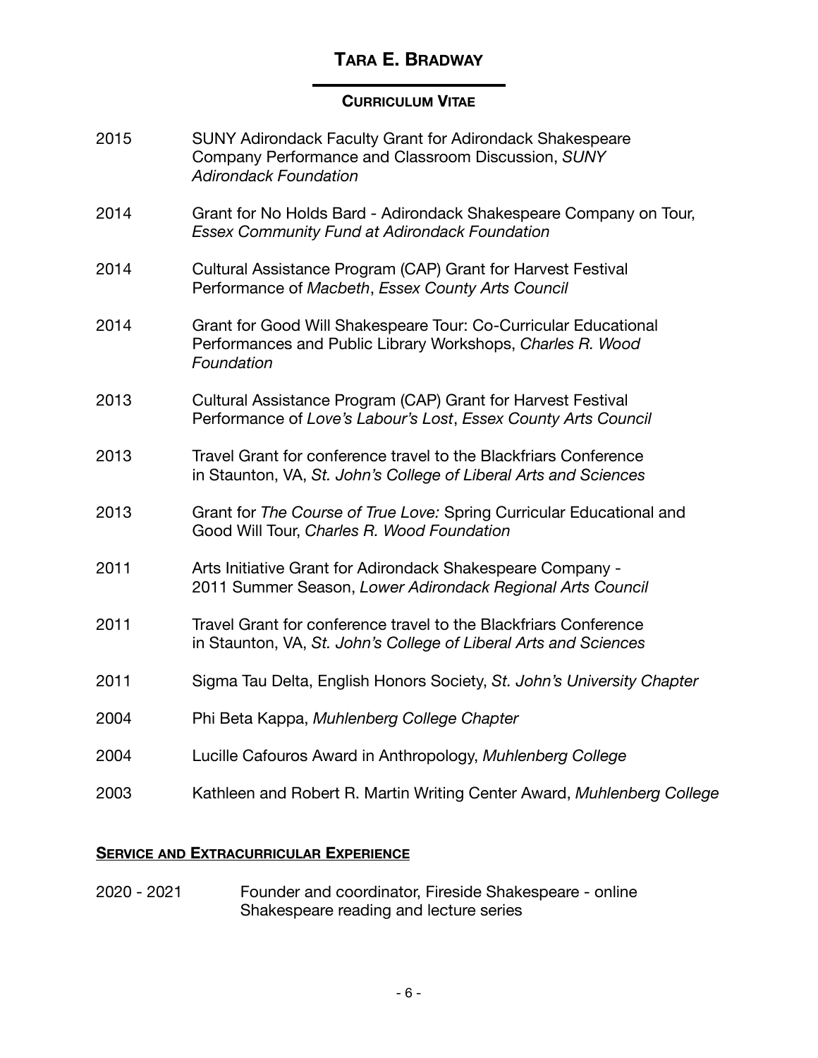# TARA E. BRADWAY

**CURRICULUM VITAE**

2015 SUNY Adirondack Faculty Grant for Adirondack Shakespeare Company Performance and Classroom Discussion, *SUNY Adirondack Foundation*

2014 Grant for No Holds Bard - Adirondack Shakespeare Company on Tour, *Essex Community Fund at Adirondack Foundation*

2014 Cultural Assistance Program (CAP) Grant for Harvest Festival Performance of *Macbeth*, *Essex County Arts Council*

2014 Grant for Good Will Shakespeare Tour: Co-Curricular Educational Performances and Public Library Workshops, *Charles R. Wood Foundation*

2013 Cultural Assistance Program (CAP) Grant for Harvest Festival Performance of *Love's Labour's Lost*, *Essex County Arts Council*

2013 Travel Grant for conference travel to the Blackfriars Conference in Staunton, VA, *St. John's College of Liberal Arts and Sciences*

2013 Grant for *The Course of True Love:* Spring Curricular Educational and Good Will Tour, *Charles R. Wood Foundation*

2011 Arts Initiative Grant for Adirondack Shakespeare Company - 2011 Summer Season, *Lower Adirondack Regional Arts Council*

2011 Travel Grant for conference travel to the Blackfriars Conference in Staunton, VA, *St. John's College of Liberal Arts and Sciences*

2011 Sigma Tau Delta, English Honors Society, *St. John's University Chapter*

2004 Phi Beta Kappa, *Muhlenberg College Chapter*

2004 Lucille Cafouros Award in Anthropology, *Muhlenberg College*

2003 Kathleen and Robert R. Martin Writing Center Award, *Muhlenberg College*

## SERVICE AND EXTRACURRICULAR EXPERIENCE

2020 - 2021 Founder and coordinator, Fireside Shakespeare - online Shakespeare reading and lecture series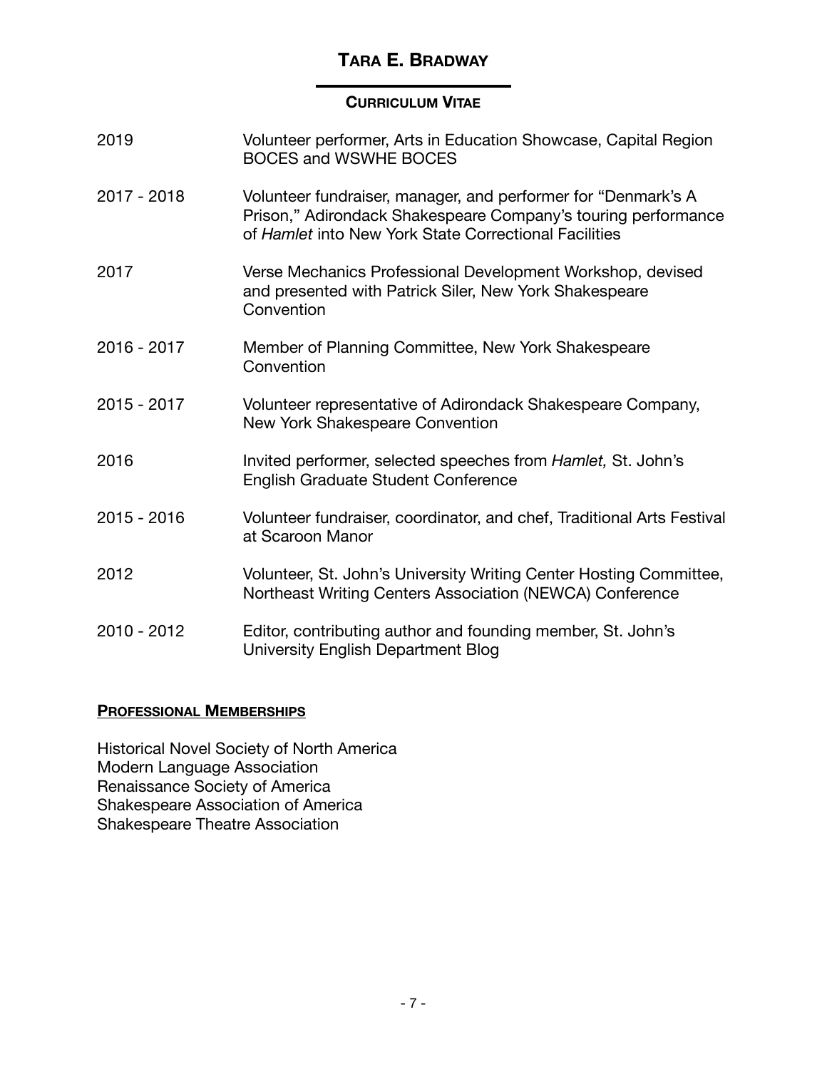# TARA E. BRADWAY

**CURRICULUM VITAE**

| | |
|---|---|
| 2019 | Volunteer performer, Arts in Education Showcase, Capital Region BOCES and WSWHE BOCES |
| 2017 - 2018 | Volunteer fundraiser, manager, and performer for "Denmark's A Prison," Adirondack Shakespeare Company's touring performance of *Hamlet* into New York State Correctional Facilities |
| 2017 | Verse Mechanics Professional Development Workshop, devised and presented with Patrick Siler, New York Shakespeare Convention |
| 2016 - 2017 | Member of Planning Committee, New York Shakespeare Convention |
| 2015 - 2017 | Volunteer representative of Adirondack Shakespeare Company, New York Shakespeare Convention |
| 2016 | Invited performer, selected speeches from *Hamlet,* St. John's English Graduate Student Conference |
| 2015 - 2016 | Volunteer fundraiser, coordinator, and chef, Traditional Arts Festival at Scaroon Manor |
| 2012 | Volunteer, St. John's University Writing Center Hosting Committee, Northeast Writing Centers Association (NEWCA) Conference |
| 2010 - 2012 | Editor, contributing author and founding member, St. John's University English Department Blog |

## PROFESSIONAL MEMBERSHIPS

Historical Novel Society of North America
Modern Language Association
Renaissance Society of America
Shakespeare Association of America
Shakespeare Theatre Association